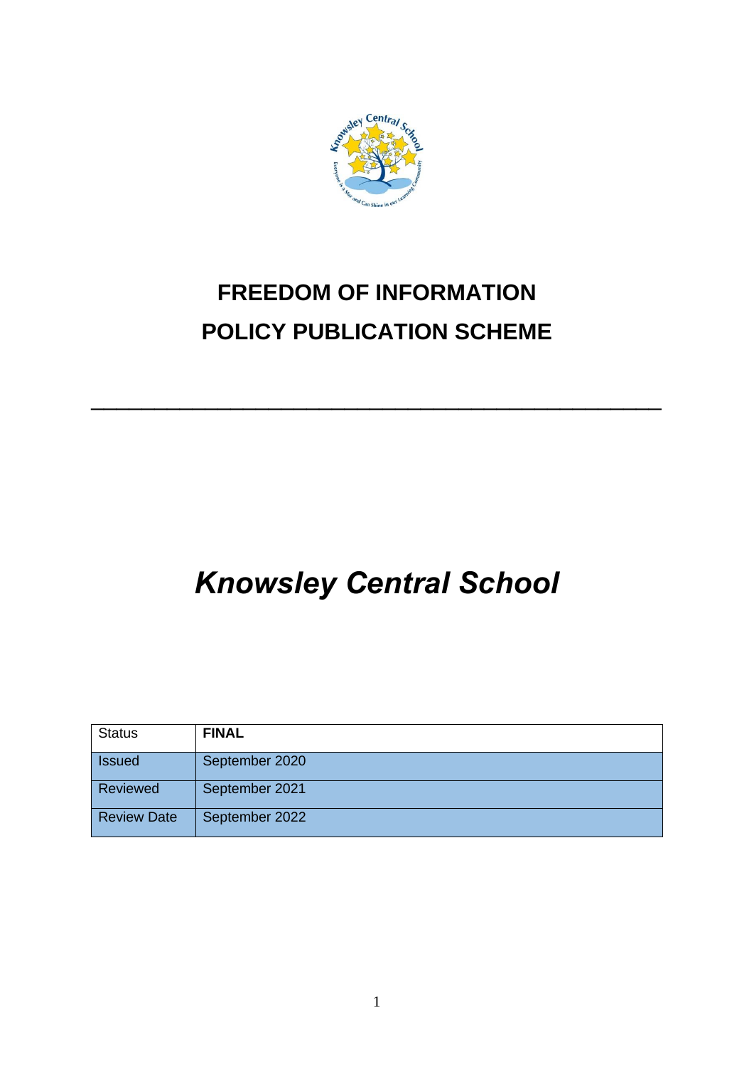# FREEDOM OF INFORMATION
# POLICY PUBLICATION SCHEME

---

## *Knowsley Central School*

| Status | **FINAL** |
|---|---|
| Issued | September 2020 |
| Reviewed | September 2021 |
| Review Date | September 2022 |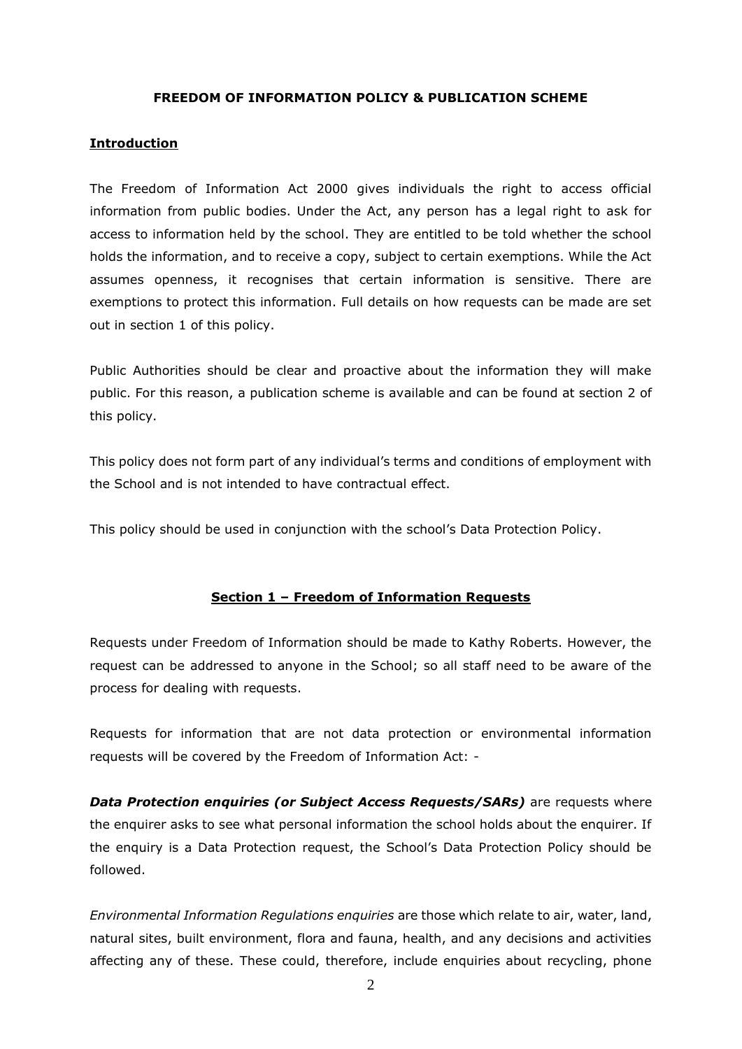**FREEDOM OF INFORMATION POLICY & PUBLICATION SCHEME**

**Introduction**

The Freedom of Information Act 2000 gives individuals the right to access official information from public bodies. Under the Act, any person has a legal right to ask for access to information held by the school. They are entitled to be told whether the school holds the information, and to receive a copy, subject to certain exemptions. While the Act assumes openness, it recognises that certain information is sensitive. There are exemptions to protect this information. Full details on how requests can be made are set out in section 1 of this policy.

Public Authorities should be clear and proactive about the information they will make public. For this reason, a publication scheme is available and can be found at section 2 of this policy.

This policy does not form part of any individual's terms and conditions of employment with the School and is not intended to have contractual effect.

This policy should be used in conjunction with the school's Data Protection Policy.

## Section 1 – Freedom of Information Requests

Requests under Freedom of Information should be made to Kathy Roberts. However, the request can be addressed to anyone in the School; so all staff need to be aware of the process for dealing with requests.

Requests for information that are not data protection or environmental information requests will be covered by the Freedom of Information Act: -

***Data Protection enquiries (or Subject Access Requests/SARs)*** are requests where the enquirer asks to see what personal information the school holds about the enquirer. If the enquiry is a Data Protection request, the School's Data Protection Policy should be followed.

*Environmental Information Regulations enquiries* are those which relate to air, water, land, natural sites, built environment, flora and fauna, health, and any decisions and activities affecting any of these. These could, therefore, include enquiries about recycling, phone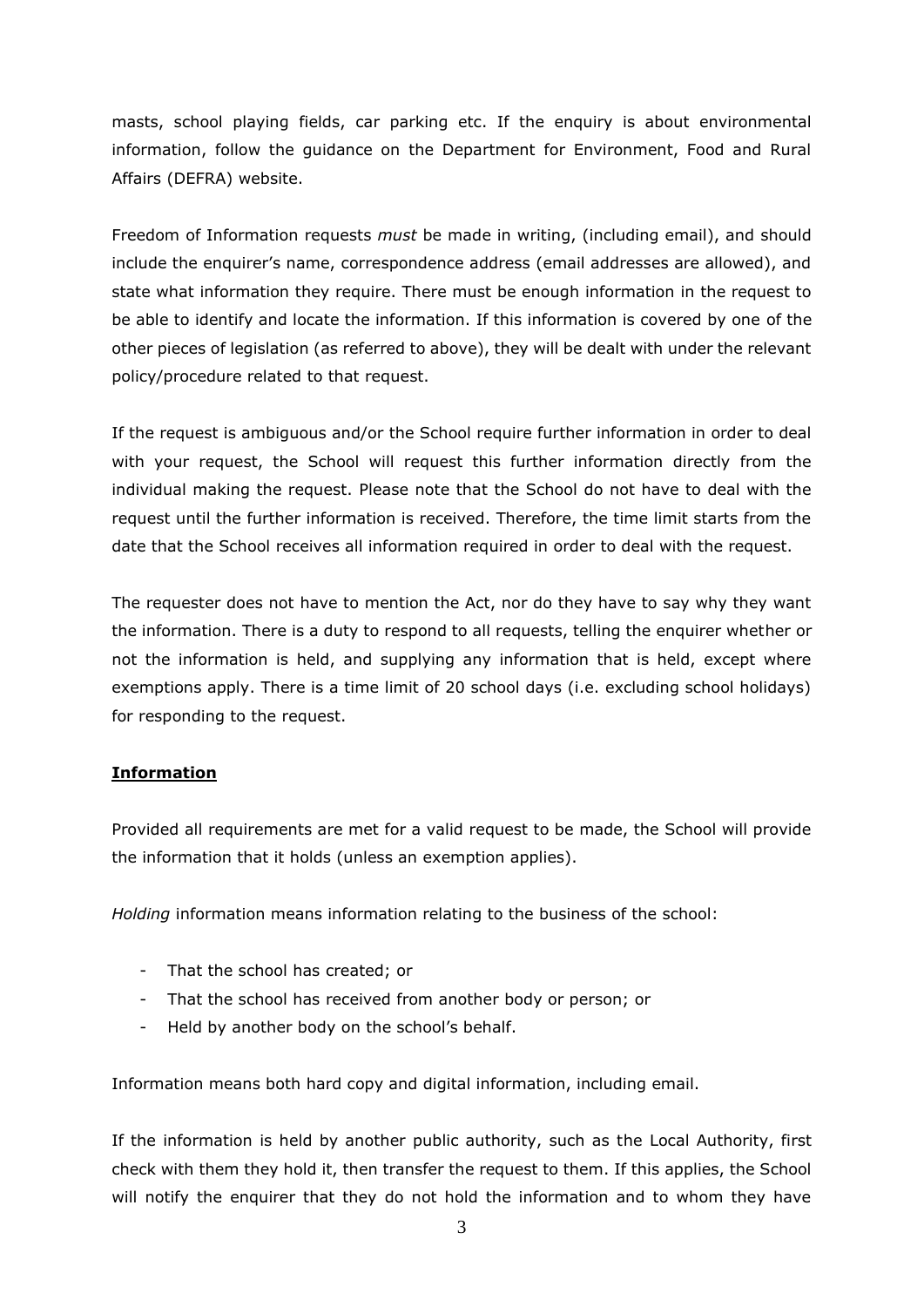masts, school playing fields, car parking etc. If the enquiry is about environmental information, follow the guidance on the Department for Environment, Food and Rural Affairs (DEFRA) website.

Freedom of Information requests *must* be made in writing, (including email), and should include the enquirer's name, correspondence address (email addresses are allowed), and state what information they require. There must be enough information in the request to be able to identify and locate the information. If this information is covered by one of the other pieces of legislation (as referred to above), they will be dealt with under the relevant policy/procedure related to that request.

If the request is ambiguous and/or the School require further information in order to deal with your request, the School will request this further information directly from the individual making the request. Please note that the School do not have to deal with the request until the further information is received. Therefore, the time limit starts from the date that the School receives all information required in order to deal with the request.

The requester does not have to mention the Act, nor do they have to say why they want the information. There is a duty to respond to all requests, telling the enquirer whether or not the information is held, and supplying any information that is held, except where exemptions apply. There is a time limit of 20 school days (i.e. excluding school holidays) for responding to the request.

## **Information**

Provided all requirements are met for a valid request to be made, the School will provide the information that it holds (unless an exemption applies).

*Holding* information means information relating to the business of the school:

- That the school has created; or
- That the school has received from another body or person; or
- Held by another body on the school's behalf.

Information means both hard copy and digital information, including email.

If the information is held by another public authority, such as the Local Authority, first check with them they hold it, then transfer the request to them. If this applies, the School will notify the enquirer that they do not hold the information and to whom they have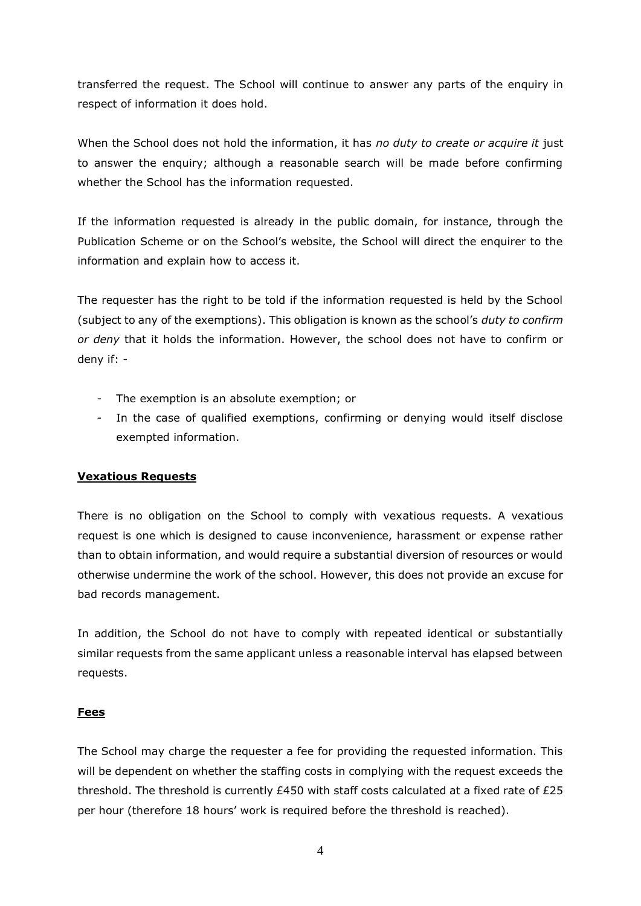transferred the request. The School will continue to answer any parts of the enquiry in respect of information it does hold.

When the School does not hold the information, it has *no duty to create or acquire it* just to answer the enquiry; although a reasonable search will be made before confirming whether the School has the information requested.

If the information requested is already in the public domain, for instance, through the Publication Scheme or on the School's website, the School will direct the enquirer to the information and explain how to access it.

The requester has the right to be told if the information requested is held by the School (subject to any of the exemptions). This obligation is known as the school's *duty to confirm or deny* that it holds the information. However, the school does not have to confirm or deny if: -

- The exemption is an absolute exemption; or
- In the case of qualified exemptions, confirming or denying would itself disclose exempted information.

**Vexatious Requests**

There is no obligation on the School to comply with vexatious requests. A vexatious request is one which is designed to cause inconvenience, harassment or expense rather than to obtain information, and would require a substantial diversion of resources or would otherwise undermine the work of the school. However, this does not provide an excuse for bad records management.

In addition, the School do not have to comply with repeated identical or substantially similar requests from the same applicant unless a reasonable interval has elapsed between requests.

**Fees**

The School may charge the requester a fee for providing the requested information. This will be dependent on whether the staffing costs in complying with the request exceeds the threshold. The threshold is currently £450 with staff costs calculated at a fixed rate of £25 per hour (therefore 18 hours' work is required before the threshold is reached).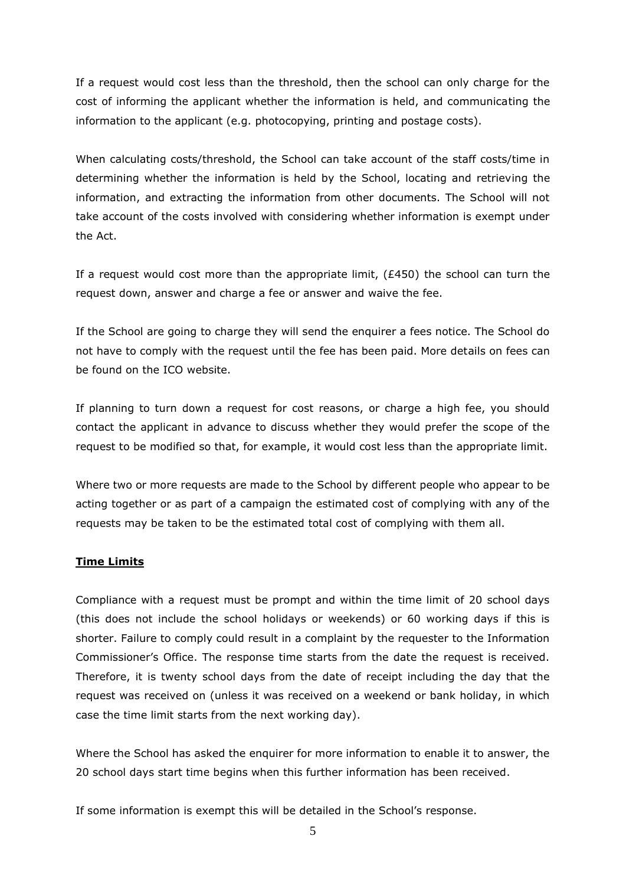If a request would cost less than the threshold, then the school can only charge for the cost of informing the applicant whether the information is held, and communicating the information to the applicant (e.g. photocopying, printing and postage costs).

When calculating costs/threshold, the School can take account of the staff costs/time in determining whether the information is held by the School, locating and retrieving the information, and extracting the information from other documents. The School will not take account of the costs involved with considering whether information is exempt under the Act.

If a request would cost more than the appropriate limit, (£450) the school can turn the request down, answer and charge a fee or answer and waive the fee.

If the School are going to charge they will send the enquirer a fees notice. The School do not have to comply with the request until the fee has been paid. More details on fees can be found on the ICO website.

If planning to turn down a request for cost reasons, or charge a high fee, you should contact the applicant in advance to discuss whether they would prefer the scope of the request to be modified so that, for example, it would cost less than the appropriate limit.

Where two or more requests are made to the School by different people who appear to be acting together or as part of a campaign the estimated cost of complying with any of the requests may be taken to be the estimated total cost of complying with them all.

**Time Limits**

Compliance with a request must be prompt and within the time limit of 20 school days (this does not include the school holidays or weekends) or 60 working days if this is shorter. Failure to comply could result in a complaint by the requester to the Information Commissioner's Office. The response time starts from the date the request is received. Therefore, it is twenty school days from the date of receipt including the day that the request was received on (unless it was received on a weekend or bank holiday, in which case the time limit starts from the next working day).

Where the School has asked the enquirer for more information to enable it to answer, the 20 school days start time begins when this further information has been received.

If some information is exempt this will be detailed in the School's response.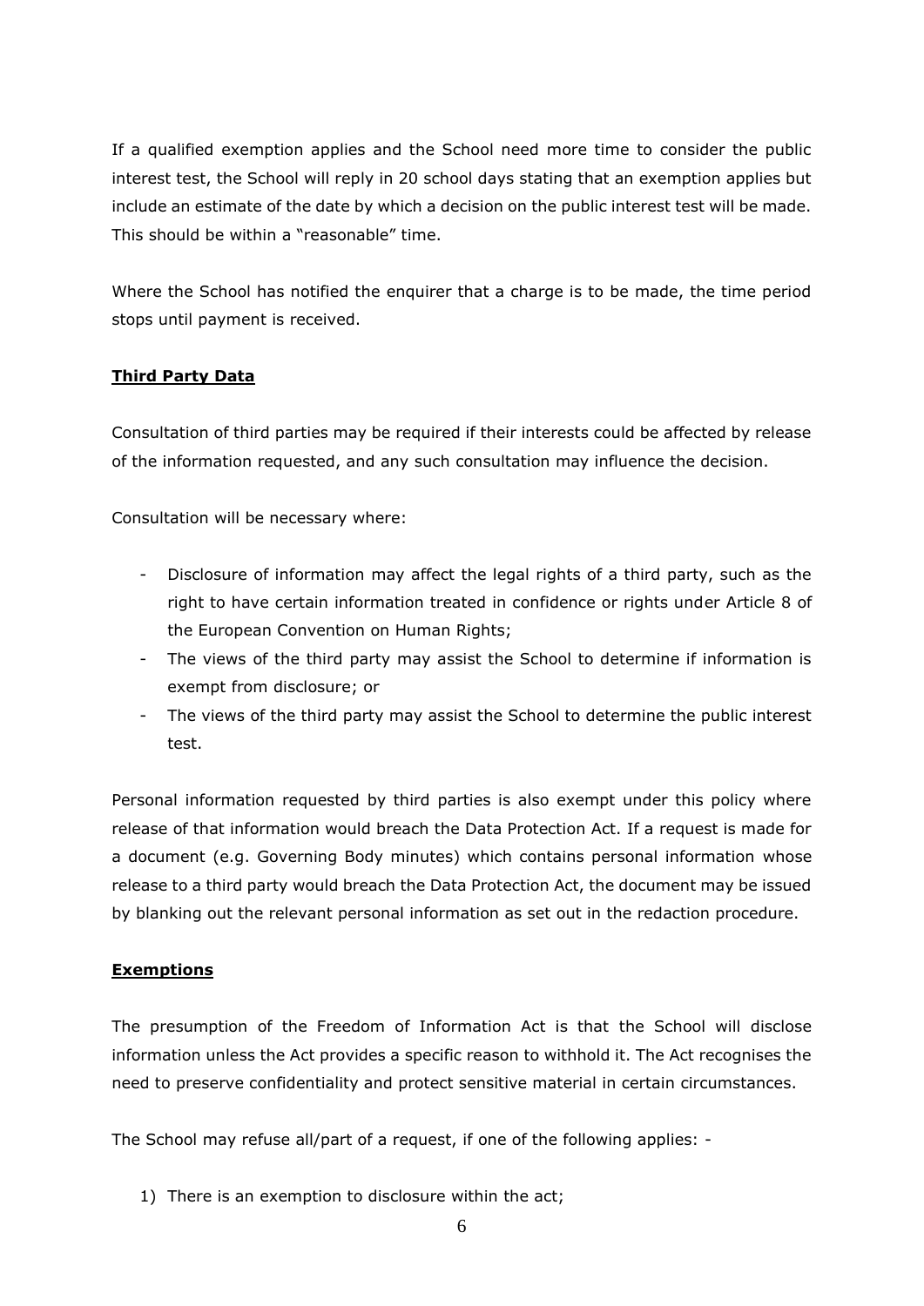If a qualified exemption applies and the School need more time to consider the public interest test, the School will reply in 20 school days stating that an exemption applies but include an estimate of the date by which a decision on the public interest test will be made. This should be within a "reasonable" time.

Where the School has notified the enquirer that a charge is to be made, the time period stops until payment is received.

**Third Party Data**

Consultation of third parties may be required if their interests could be affected by release of the information requested, and any such consultation may influence the decision.

Consultation will be necessary where:

- Disclosure of information may affect the legal rights of a third party, such as the right to have certain information treated in confidence or rights under Article 8 of the European Convention on Human Rights;
- The views of the third party may assist the School to determine if information is exempt from disclosure; or
- The views of the third party may assist the School to determine the public interest test.

Personal information requested by third parties is also exempt under this policy where release of that information would breach the Data Protection Act. If a request is made for a document (e.g. Governing Body minutes) which contains personal information whose release to a third party would breach the Data Protection Act, the document may be issued by blanking out the relevant personal information as set out in the redaction procedure.

**Exemptions**

The presumption of the Freedom of Information Act is that the School will disclose information unless the Act provides a specific reason to withhold it. The Act recognises the need to preserve confidentiality and protect sensitive material in certain circumstances.

The School may refuse all/part of a request, if one of the following applies: -

1) There is an exemption to disclosure within the act;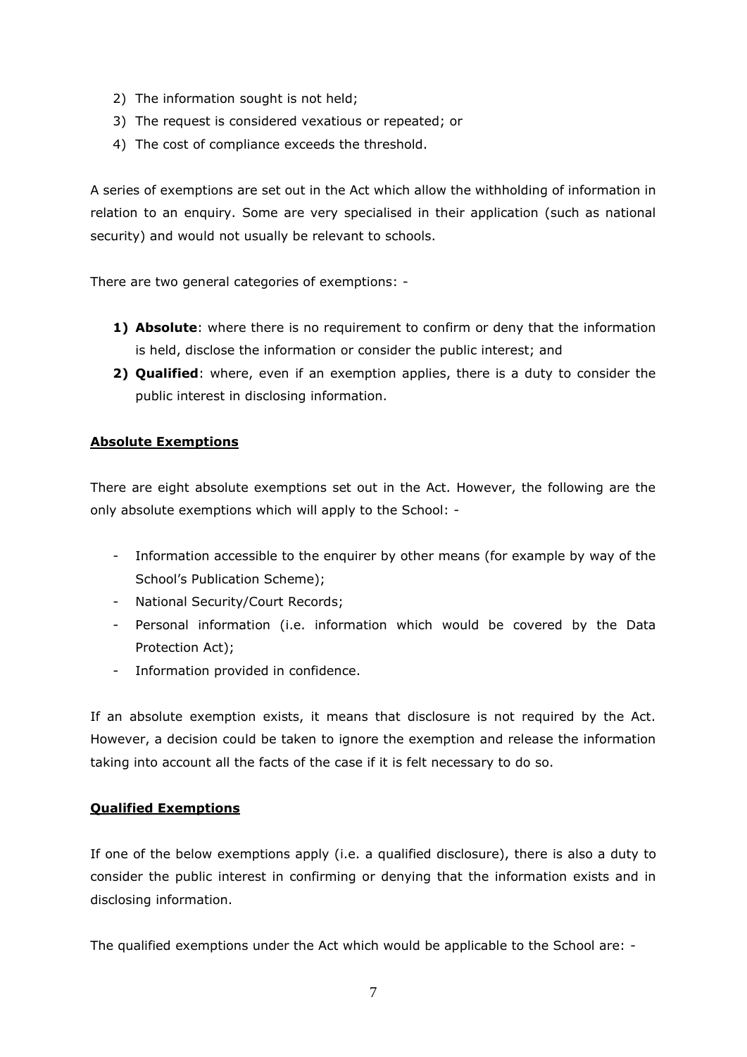2) The information sought is not held;
3) The request is considered vexatious or repeated; or
4) The cost of compliance exceeds the threshold.

A series of exemptions are set out in the Act which allow the withholding of information in relation to an enquiry. Some are very specialised in their application (such as national security) and would not usually be relevant to schools.

There are two general categories of exemptions: -

1) **Absolute**: where there is no requirement to confirm or deny that the information is held, disclose the information or consider the public interest; and
2) **Qualified**: where, even if an exemption applies, there is a duty to consider the public interest in disclosing information.

**Absolute Exemptions**

There are eight absolute exemptions set out in the Act. However, the following are the only absolute exemptions which will apply to the School: -

- Information accessible to the enquirer by other means (for example by way of the School's Publication Scheme);
- National Security/Court Records;
- Personal information (i.e. information which would be covered by the Data Protection Act);
- Information provided in confidence.

If an absolute exemption exists, it means that disclosure is not required by the Act. However, a decision could be taken to ignore the exemption and release the information taking into account all the facts of the case if it is felt necessary to do so.

**Qualified Exemptions**

If one of the below exemptions apply (i.e. a qualified disclosure), there is also a duty to consider the public interest in confirming or denying that the information exists and in disclosing information.

The qualified exemptions under the Act which would be applicable to the School are: -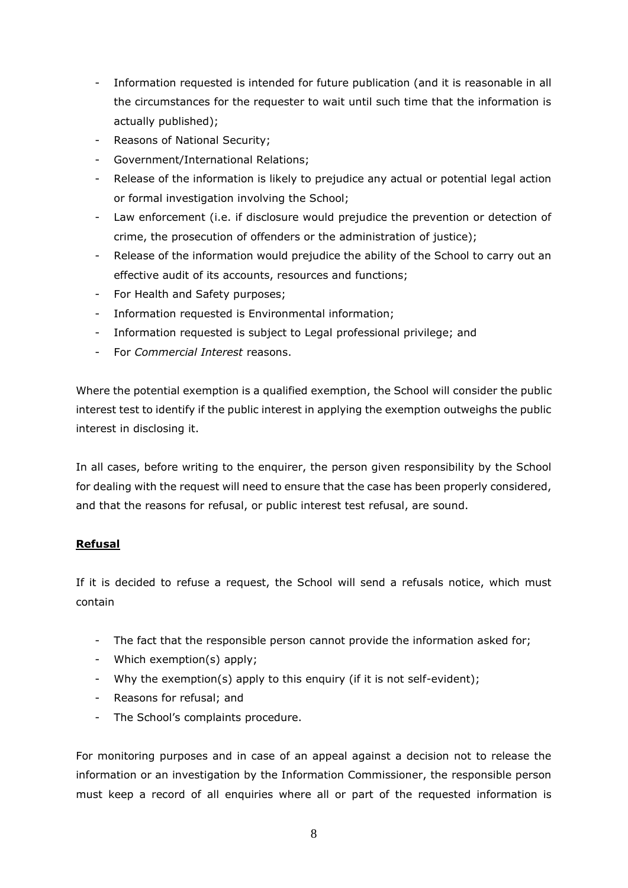- Information requested is intended for future publication (and it is reasonable in all the circumstances for the requester to wait until such time that the information is actually published);
- Reasons of National Security;
- Government/International Relations;
- Release of the information is likely to prejudice any actual or potential legal action or formal investigation involving the School;
- Law enforcement (i.e. if disclosure would prejudice the prevention or detection of crime, the prosecution of offenders or the administration of justice);
- Release of the information would prejudice the ability of the School to carry out an effective audit of its accounts, resources and functions;
- For Health and Safety purposes;
- Information requested is Environmental information;
- Information requested is subject to Legal professional privilege; and
- For *Commercial Interest* reasons.

Where the potential exemption is a qualified exemption, the School will consider the public interest test to identify if the public interest in applying the exemption outweighs the public interest in disclosing it.

In all cases, before writing to the enquirer, the person given responsibility by the School for dealing with the request will need to ensure that the case has been properly considered, and that the reasons for refusal, or public interest test refusal, are sound.

**Refusal**

If it is decided to refuse a request, the School will send a refusals notice, which must contain

- The fact that the responsible person cannot provide the information asked for;
- Which exemption(s) apply;
- Why the exemption(s) apply to this enquiry (if it is not self-evident);
- Reasons for refusal; and
- The School's complaints procedure.

For monitoring purposes and in case of an appeal against a decision not to release the information or an investigation by the Information Commissioner, the responsible person must keep a record of all enquiries where all or part of the requested information is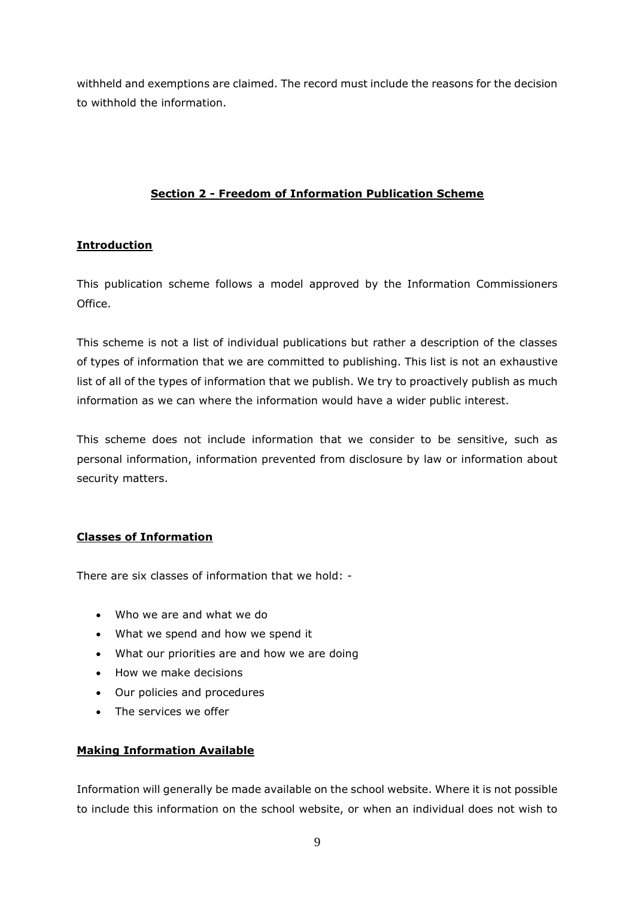withheld and exemptions are claimed. The record must include the reasons for the decision to withhold the information.

## Section 2 - Freedom of Information Publication Scheme

### Introduction

This publication scheme follows a model approved by the Information Commissioners Office.

This scheme is not a list of individual publications but rather a description of the classes of types of information that we are committed to publishing. This list is not an exhaustive list of all of the types of information that we publish. We try to proactively publish as much information as we can where the information would have a wider public interest.

This scheme does not include information that we consider to be sensitive, such as personal information, information prevented from disclosure by law or information about security matters.

### Classes of Information

There are six classes of information that we hold: -

- Who we are and what we do
- What we spend and how we spend it
- What our priorities are and how we are doing
- How we make decisions
- Our policies and procedures
- The services we offer

### Making Information Available

Information will generally be made available on the school website. Where it is not possible to include this information on the school website, or when an individual does not wish to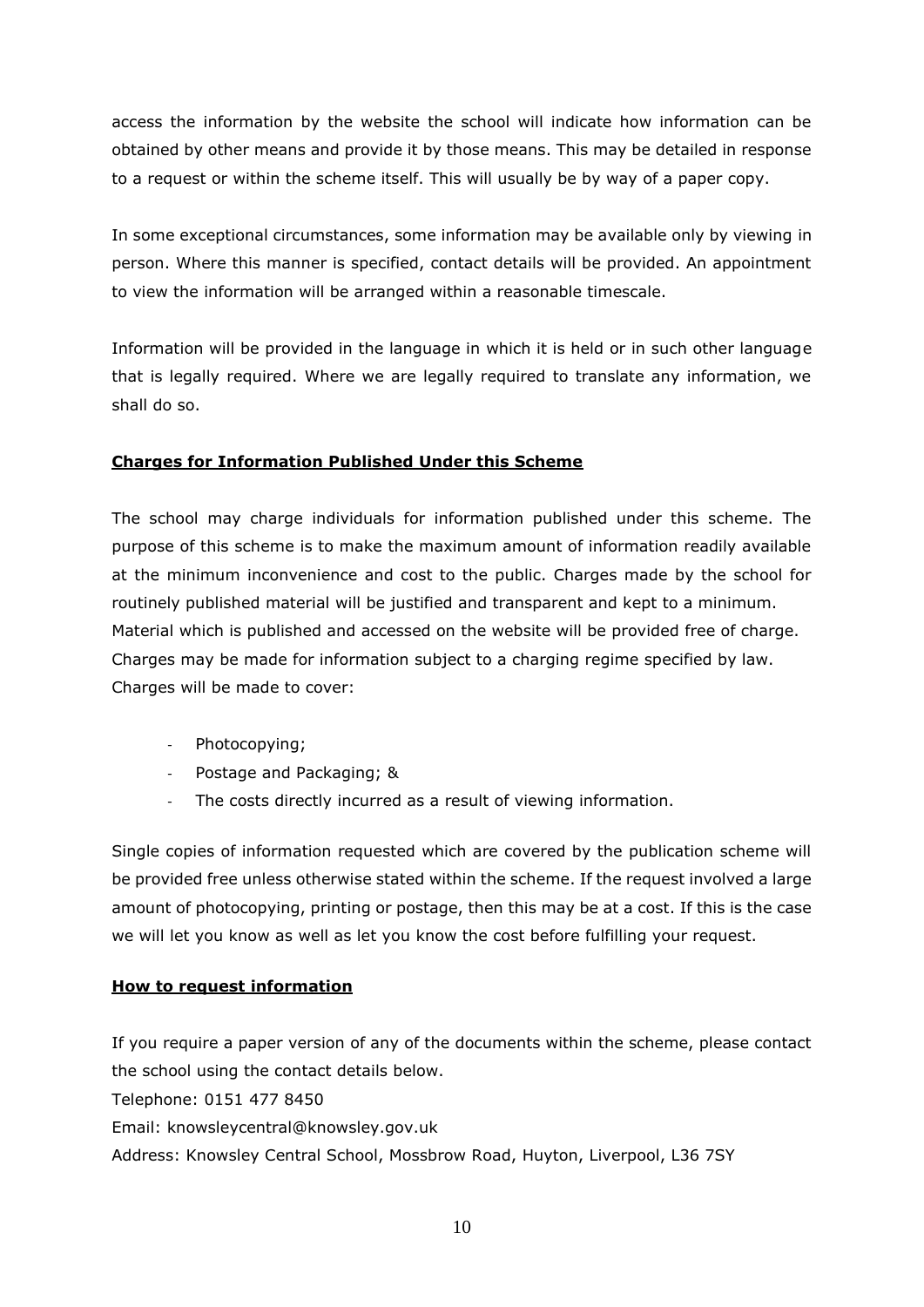access the information by the website the school will indicate how information can be obtained by other means and provide it by those means. This may be detailed in response to a request or within the scheme itself. This will usually be by way of a paper copy.

In some exceptional circumstances, some information may be available only by viewing in person. Where this manner is specified, contact details will be provided. An appointment to view the information will be arranged within a reasonable timescale.

Information will be provided in the language in which it is held or in such other language that is legally required. Where we are legally required to translate any information, we shall do so.

**Charges for Information Published Under this Scheme**

The school may charge individuals for information published under this scheme. The purpose of this scheme is to make the maximum amount of information readily available at the minimum inconvenience and cost to the public. Charges made by the school for routinely published material will be justified and transparent and kept to a minimum. Material which is published and accessed on the website will be provided free of charge. Charges may be made for information subject to a charging regime specified by law. Charges will be made to cover:

- Photocopying;
- Postage and Packaging; &
- The costs directly incurred as a result of viewing information.

Single copies of information requested which are covered by the publication scheme will be provided free unless otherwise stated within the scheme. If the request involved a large amount of photocopying, printing or postage, then this may be at a cost. If this is the case we will let you know as well as let you know the cost before fulfilling your request.

**How to request information**

If you require a paper version of any of the documents within the scheme, please contact the school using the contact details below.

Telephone: 0151 477 8450

Email: knowsleycentral@knowsley.gov.uk

Address: Knowsley Central School, Mossbrow Road, Huyton, Liverpool, L36 7SY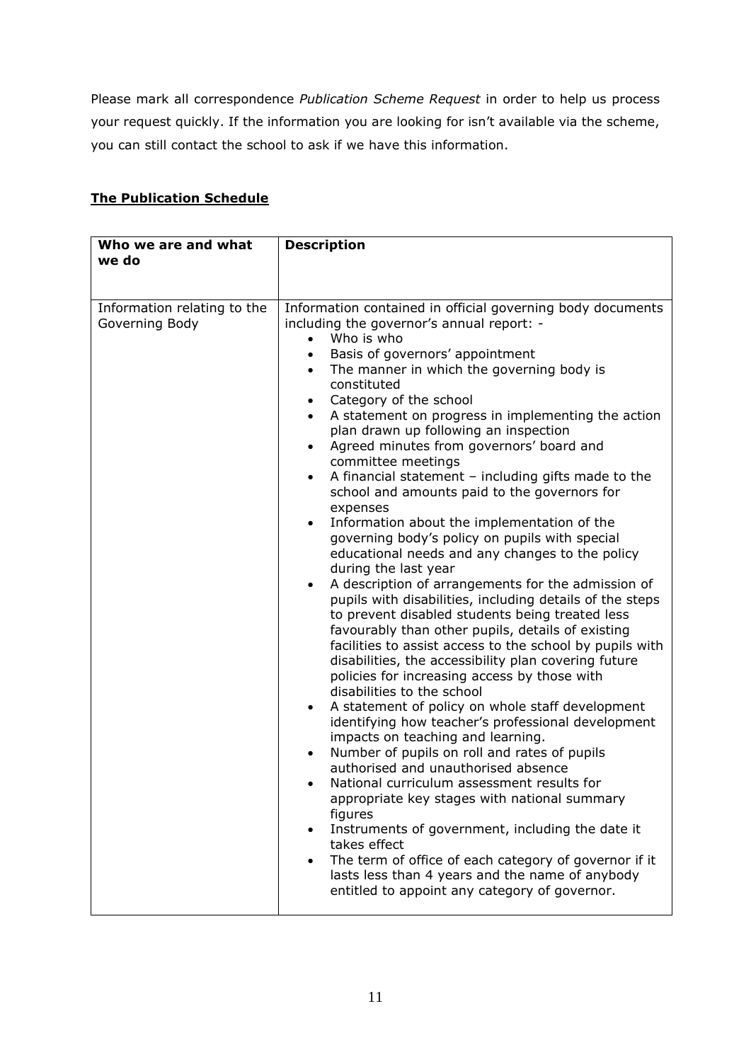Please mark all correspondence *Publication Scheme Request* in order to help us process your request quickly. If the information you are looking for isn't available via the scheme, you can still contact the school to ask if we have this information.

**<u>The Publication Schedule</u>**

| **Who we are and what we do** | **Description** |
|---|---|
| Information relating to the Governing Body | Information contained in official governing body documents including the governor's annual report: -<br>• Who is who<br>• Basis of governors' appointment<br>• The manner in which the governing body is constituted<br>• Category of the school<br>• A statement on progress in implementing the action plan drawn up following an inspection<br>• Agreed minutes from governors' board and committee meetings<br>• A financial statement – including gifts made to the school and amounts paid to the governors for expenses<br>• Information about the implementation of the governing body's policy on pupils with special educational needs and any changes to the policy during the last year<br>• A description of arrangements for the admission of pupils with disabilities, including details of the steps to prevent disabled students being treated less favourably than other pupils, details of existing facilities to assist access to the school by pupils with disabilities, the accessibility plan covering future policies for increasing access by those with disabilities to the school<br>• A statement of policy on whole staff development identifying how teacher's professional development impacts on teaching and learning.<br>• Number of pupils on roll and rates of pupils authorised and unauthorised absence<br>• National curriculum assessment results for appropriate key stages with national summary figures<br>• Instruments of government, including the date it takes effect<br>• The term of office of each category of governor if it lasts less than 4 years and the name of anybody entitled to appoint any category of governor. |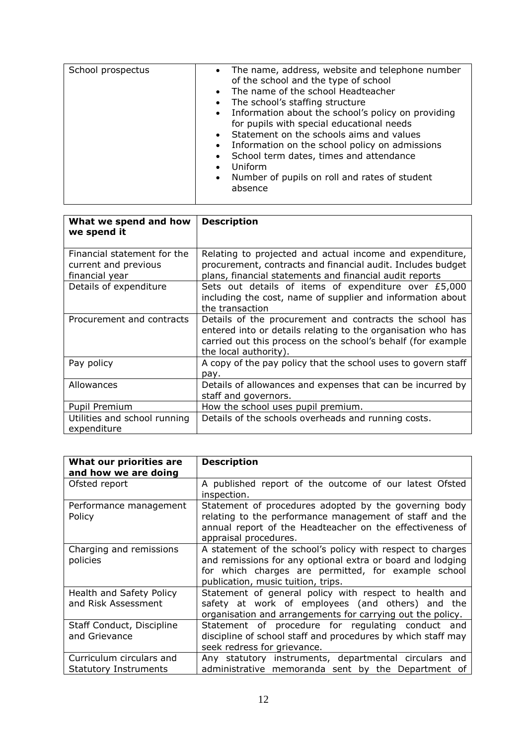| School prospectus | • The name, address, website and telephone number of the school and the type of school<br>• The name of the school Headteacher<br>• The school's staffing structure<br>• Information about the school's policy on providing for pupils with special educational needs<br>• Statement on the schools aims and values<br>• Information on the school policy on admissions<br>• School term dates, times and attendance<br>• Uniform<br>• Number of pupils on roll and rates of student absence |
|---|---|

| **What we spend and how we spend it** | **Description** |
|---|---|
| Financial statement for the current and previous financial year | Relating to projected and actual income and expenditure, procurement, contracts and financial audit. Includes budget plans, financial statements and financial audit reports |
| Details of expenditure | Sets out details of items of expenditure over £5,000 including the cost, name of supplier and information about the transaction |
| Procurement and contracts | Details of the procurement and contracts the school has entered into or details relating to the organisation who has carried out this process on the school's behalf (for example the local authority). |
| Pay policy | A copy of the pay policy that the school uses to govern staff pay. |
| Allowances | Details of allowances and expenses that can be incurred by staff and governors. |
| Pupil Premium | How the school uses pupil premium. |
| Utilities and school running expenditure | Details of the schools overheads and running costs. |

| **What our priorities are and how we are doing** | **Description** |
|---|---|
| Ofsted report | A published report of the outcome of our latest Ofsted inspection. |
| Performance management Policy | Statement of procedures adopted by the governing body relating to the performance management of staff and the annual report of the Headteacher on the effectiveness of appraisal procedures. |
| Charging and remissions policies | A statement of the school's policy with respect to charges and remissions for any optional extra or board and lodging for which charges are permitted, for example school publication, music tuition, trips. |
| Health and Safety Policy and Risk Assessment | Statement of general policy with respect to health and safety at work of employees (and others) and the organisation and arrangements for carrying out the policy. |
| Staff Conduct, Discipline and Grievance | Statement of procedure for regulating conduct and discipline of school staff and procedures by which staff may seek redress for grievance. |
| Curriculum circulars and Statutory Instruments | Any statutory instruments, departmental circulars and administrative memoranda sent by the Department of |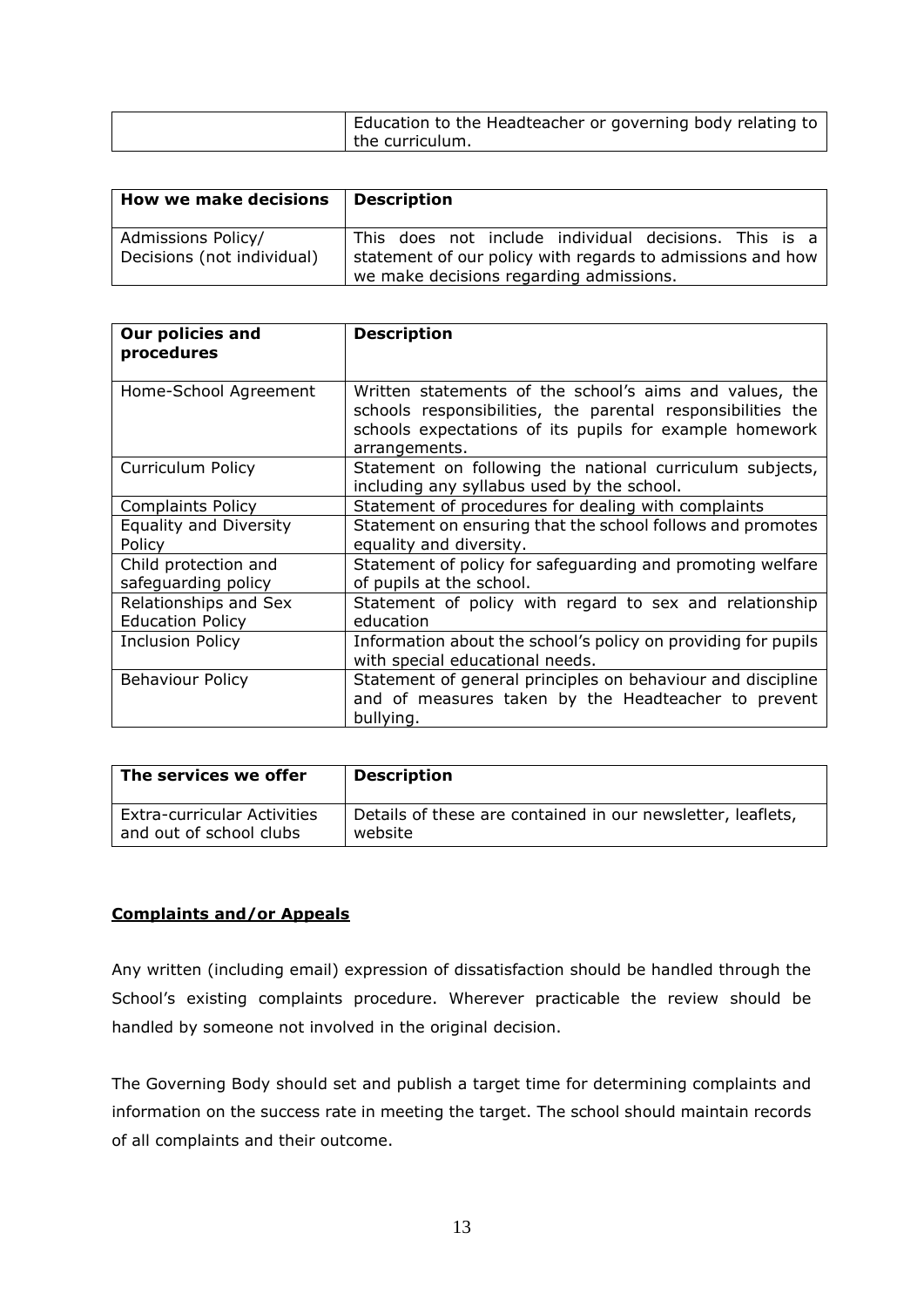| | |
|---|---|
| | Education to the Headteacher or governing body relating to the curriculum. |

| **How we make decisions** | **Description** |
|---|---|
| Admissions Policy/ Decisions (not individual) | This does not include individual decisions. This is a statement of our policy with regards to admissions and how we make decisions regarding admissions. |

| **Our policies and procedures** | **Description** |
|---|---|
| Home-School Agreement | Written statements of the school's aims and values, the schools responsibilities, the parental responsibilities the schools expectations of its pupils for example homework arrangements. |
| Curriculum Policy | Statement on following the national curriculum subjects, including any syllabus used by the school. |
| Complaints Policy | Statement of procedures for dealing with complaints |
| Equality and Diversity Policy | Statement on ensuring that the school follows and promotes equality and diversity. |
| Child protection and safeguarding policy | Statement of policy for safeguarding and promoting welfare of pupils at the school. |
| Relationships and Sex Education Policy | Statement of policy with regard to sex and relationship education |
| Inclusion Policy | Information about the school's policy on providing for pupils with special educational needs. |
| Behaviour Policy | Statement of general principles on behaviour and discipline and of measures taken by the Headteacher to prevent bullying. |

| **The services we offer** | **Description** |
|---|---|
| Extra-curricular Activities and out of school clubs | Details of these are contained in our newsletter, leaflets, website |

## Complaints and/or Appeals

Any written (including email) expression of dissatisfaction should be handled through the School's existing complaints procedure. Wherever practicable the review should be handled by someone not involved in the original decision.

The Governing Body should set and publish a target time for determining complaints and information on the success rate in meeting the target. The school should maintain records of all complaints and their outcome.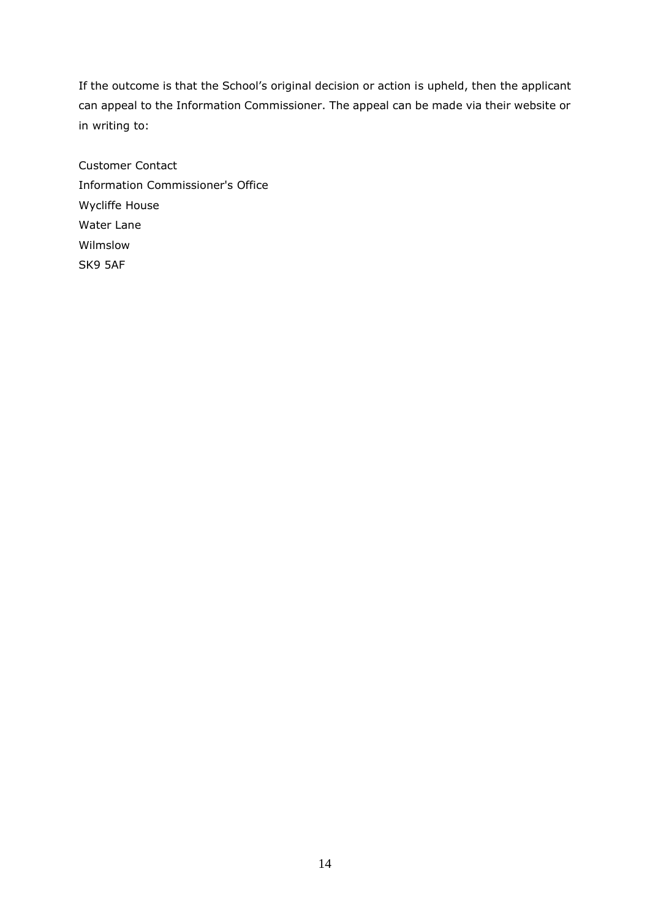If the outcome is that the School’s original decision or action is upheld, then the applicant can appeal to the Information Commissioner. The appeal can be made via their website or in writing to:

Customer Contact
Information Commissioner's Office
Wycliffe House
Water Lane
Wilmslow
SK9 5AF